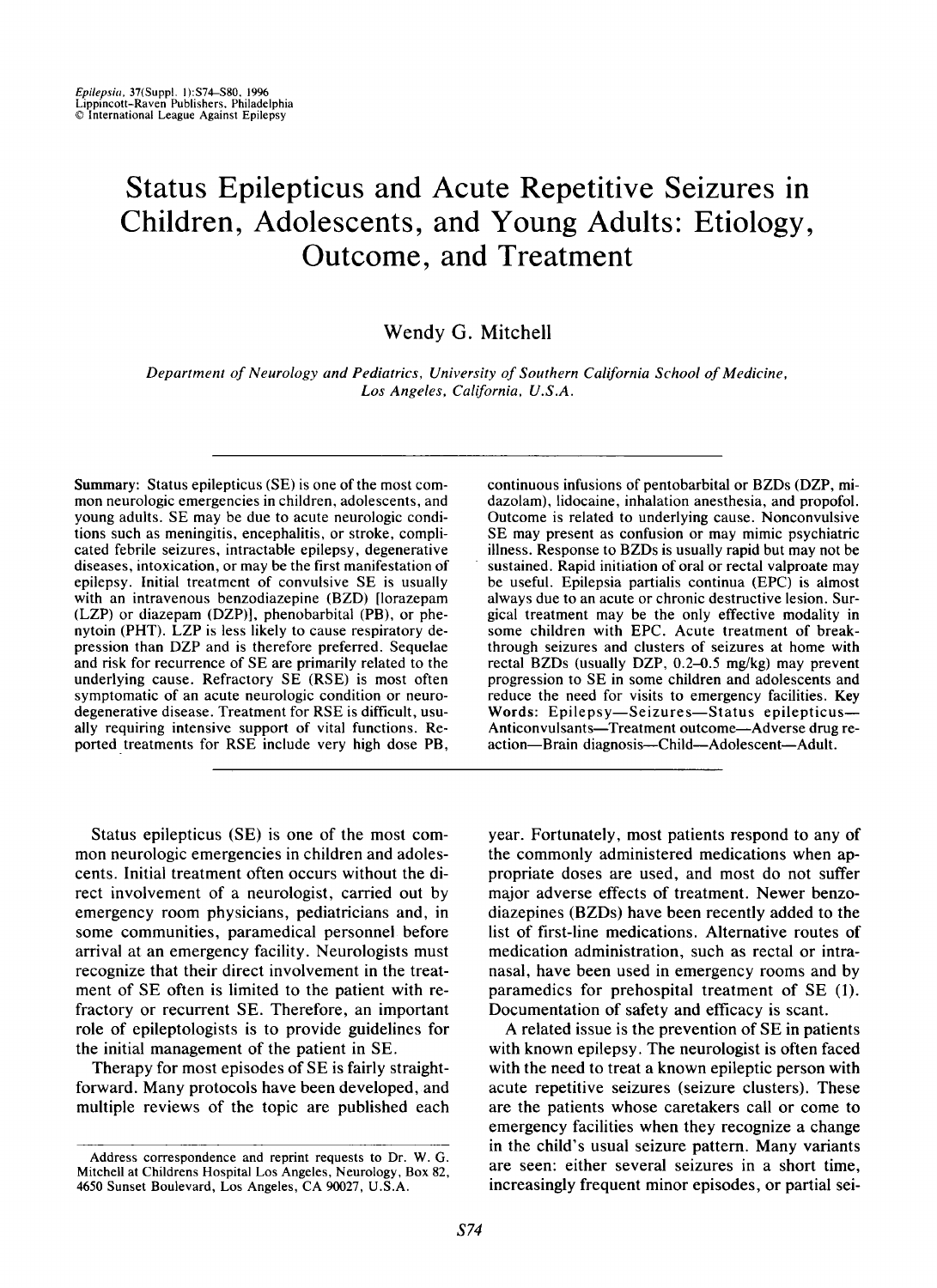# Status Epilepticus and Acute Repetitive Seizures in Children, Adolescents, and Young Adults: Etiology, Outcome, and Treatment

Wendy G. Mitchell

*Department of Neurology and Pediatrics, University of Southern California School of Medicine, Los Angeles, California, U.S.A.*

**Summary:** Status epilepticus (SE) is one of the most common neurologic emergencies in children, adolescents, and young adults. SE may be due to acute neurologic conditions such as meningitis, encephalitis, or stroke, complicated febrile seizures, intractable epilepsy, degenerative diseases, intoxication, or may be the first manifestation of epilepsy. Initial treatment of convulsive SE is usually with an intravenous benzodiazepine (BZD) [lorazepam (LZP) or diazepam (DZP)], phenobarbital (PB), or phenytoin (PHT). LZP is less likely to cause respiratory depression than DZP and is therefore preferred. Sequelae and risk for recurrence of SE are primarily related to the underlying cause. Refractory SE (RSE) is most often symptomatic of an acute neurologic condition or neurodegenerative disease. Treatment for RSE is difficult, usually requiring intensive support of vital functions. Reported treatments for RSE include very high dose PB, continuous infusions of pentobarbital or BZDs (DZP, midazolam), lidocaine, inhalation anesthesia, and propofol. Outcome is related to underlying cause. Nonconvulsive SE may present as confusion or may mimic psychiatric illness. Response to BZDs is usually rapid but may not be sustained. Rapid initiation of oral or rectal valproate may be useful. Epilepsia partialis continua (EPC) is almost always due to an acute or chronic destructive lesion. Surgical treatment may be the only effective modality in some children with EPC. Acute treatment of breakthrough seizures and clusters of seizures at home with rectal BZDs (usually DZP, 0.2–0.5 mg/kg) may prevent progression to SE in some children and adolescents and reduce the need for visits to emergency facilities. **Key Words:** Epilepsy—Seizures—Status epilepticus—Anticonvulsants—Treatment outcome—Adverse drug reaction—Brain diagnosis—Child—Adolescent—Adult.

Status epilepticus (SE) is one of the most common neurologic emergencies in children and adolescents. Initial treatment often occurs without the direct involvement of a neurologist, carried out by emergency room physicians, pediatricians and, in some communities, paramedical personnel before arrival at an emergency facility. Neurologists must recognize that their direct involvement in the treatment of SE often is limited to the patient with refractory or recurrent SE. Therefore, an important role of epileptologists is to provide guidelines for the initial management of the patient in SE.

Therapy for most episodes of SE is fairly straightforward. Many protocols have been developed, and multiple reviews of the topic are published each year. Fortunately, most patients respond to any of the commonly administered medications when appropriate doses are used, and most do not suffer major adverse effects of treatment. Newer benzodiazepines (BZDs) have been recently added to the list of first-line medications. Alternative routes of medication administration, such as rectal or intranasal, have been used in emergency rooms and by paramedics for prehospital treatment of SE (1). Documentation of safety and efficacy is scant.

A related issue is the prevention of SE in patients with known epilepsy. The neurologist is often faced with the need to treat a known epileptic person with acute repetitive seizures (seizure clusters). These are the patients whose caretakers call or come to emergency facilities when they recognize a change in the child's usual seizure pattern. Many variants are seen: either several seizures in a short time, increasingly frequent minor episodes, or partial sei-

Address correspondence and reprint requests to Dr. W. G. Mitchell at Childrens Hospital Los Angeles, Neurology, Box 82, 4650 Sunset Boulevard, Los Angeles, CA 90027, U.S.A.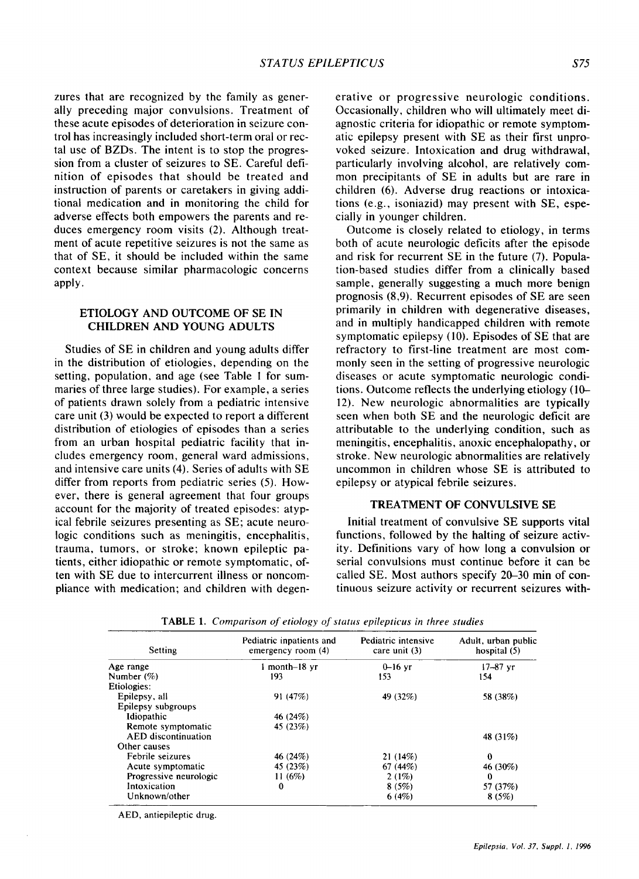zures that are recognized by the family as generally preceding major convulsions. Treatment of these acute episodes of deterioration in seizure control has increasingly included short-term oral or rectal use of BZDs. The intent is to stop the progression from a cluster of seizures to SE. Careful definition of episodes that should be treated and instruction of parents or caretakers in giving additional medication and in monitoring the child for adverse effects both empowers the parents and reduces emergency room visits (2). Although treatment of acute repetitive seizures is not the same as that of SE, it should be included within the same context because similar pharmacologic concerns apply.

## ETIOLOGY AND OUTCOME OF SE IN CHILDREN AND YOUNG ADULTS

Studies of SE in children and young adults differ in the distribution of etiologies, depending on the setting, population, and age (see Table 1 for summaries of three large studies). For example, a series of patients drawn solely from a pediatric intensive care unit (3) would be expected to report a different distribution of etiologies of episodes than a series from an urban hospital pediatric facility that includes emergency room, general ward admissions, and intensive care units (4). Series of adults with SE differ from reports from pediatric series (5). However, there is general agreement that four groups account for the majority of treated episodes: atypical febrile seizures presenting as SE; acute neurologic conditions such as meningitis, encephalitis, trauma, tumors, or stroke; known epileptic patients, either idiopathic or remote symptomatic, often with SE due to intercurrent illness or noncompliance with medication; and children with degenerative or progressive neurologic conditions. Occasionally, children who will ultimately meet diagnostic criteria for idiopathic or remote symptomatic epilepsy present with SE as their first unprovoked seizure. Intoxication and drug withdrawal, particularly involving alcohol, are relatively common precipitants of SE in adults but are rare in children (6). Adverse drug reactions or intoxications (e.g., isoniazid) may present with SE, especially in younger children.

Outcome is closely related to etiology, in terms both of acute neurologic deficits after the episode and risk for recurrent SE in the future (7). Population-based studies differ from a clinically based sample, generally suggesting a much more benign prognosis (8,9). Recurrent episodes of SE are seen primarily in children with degenerative diseases, and in multiply handicapped children with remote symptomatic epilepsy (10). Episodes of SE that are refractory to first-line treatment are most commonly seen in the setting of progressive neurologic diseases or acute symptomatic neurologic conditions. Outcome reflects the underlying etiology (10–12). New neurologic abnormalities are typically seen when both SE and the neurologic deficit are attributable to the underlying condition, such as meningitis, encephalitis, anoxic encephalopathy, or stroke. New neurologic abnormalities are relatively uncommon in children whose SE is attributed to epilepsy or atypical febrile seizures.

## TREATMENT OF CONVULSIVE SE

Initial treatment of convulsive SE supports vital functions, followed by the halting of seizure activity. Definitions vary of how long a convulsion or serial convulsions must continue before it can be called SE. Most authors specify 20–30 min of continuous seizure activity or recurrent seizures with-

**TABLE 1.** *Comparison of etiology of status epilepticus in three studies*

| Setting | Pediatric inpatients and emergency room (4) | Pediatric intensive care unit (3) | Adult, urban public hospital (5) |
|---|---|---|---|
| Age range | 1 month–18 yr | 0–16 yr | 17–87 yr |
| Number (%) | 193 | 153 | 154 |
| Etiologies: | | | |
| Epilepsy, all | 91 (47%) | 49 (32%) | 58 (38%) |
| Epilepsy subgroups | | | |
| Idiopathic | 46 (24%) | | |
| Remote symptomatic | 45 (23%) | | |
| AED discontinuation | | | 48 (31%) |
| Other causes | | | |
| Febrile seizures | 46 (24%) | 21 (14%) | 0 |
| Acute symptomatic | 45 (23%) | 67 (44%) | 46 (30%) |
| Progressive neurologic | 11 (6%) | 2 (1%) | 0 |
| Intoxication | 0 | 8 (5%) | 57 (37%) |
| Unknown/other | | 6 (4%) | 8 (5%) |

AED, antiepileptic drug.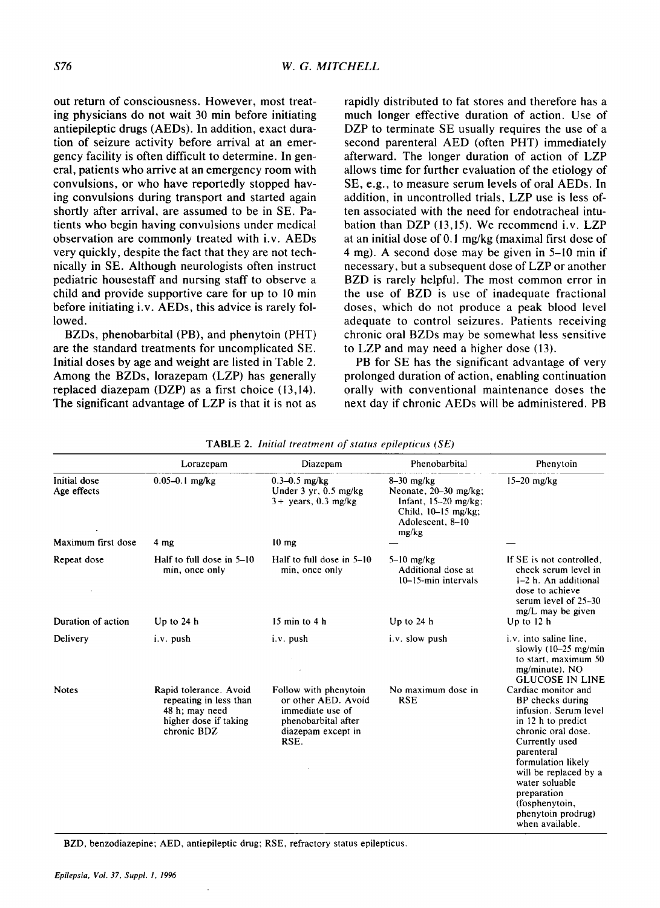out return of consciousness. However, most treating physicians do not wait 30 min before initiating antiepileptic drugs (AEDs). In addition, exact duration of seizure activity before arrival at an emergency facility is often difficult to determine. In general, patients who arrive at an emergency room with convulsions, or who have reportedly stopped having convulsions during transport and started again shortly after arrival, are assumed to be in SE. Patients who begin having convulsions under medical observation are commonly treated with i.v. AEDs very quickly, despite the fact that they are not technically in SE. Although neurologists often instruct pediatric housestaff and nursing staff to observe a child and provide supportive care for up to 10 min before initiating i.v. AEDs, this advice is rarely followed.

BZDs, phenobarbital (PB), and phenytoin (PHT) are the standard treatments for uncomplicated SE. Initial doses by age and weight are listed in Table 2. Among the BZDs, lorazepam (LZP) has generally replaced diazepam (DZP) as a first choice (13,14). The significant advantage of LZP is that it is not as rapidly distributed to fat stores and therefore has a much longer effective duration of action. Use of DZP to terminate SE usually requires the use of a second parenteral AED (often PHT) immediately afterward. The longer duration of action of LZP allows time for further evaluation of the etiology of SE, e.g., to measure serum levels of oral AEDs. In addition, in uncontrolled trials, LZP use is less often associated with the need for endotracheal intubation than DZP (13,15). We recommend i.v. LZP at an initial dose of 0.1 mg/kg (maximal first dose of 4 mg). A second dose may be given in 5–10 min if necessary, but a subsequent dose of LZP or another BZD is rarely helpful. The most common error in the use of BZD is use of inadequate fractional doses, which do not produce a peak blood level adequate to control seizures. Patients receiving chronic oral BZDs may be somewhat less sensitive to LZP and may need a higher dose (13).

PB for SE has the significant advantage of very prolonged duration of action, enabling continuation orally with conventional maintenance doses the next day if chronic AEDs will be administered. PB

**TABLE 2.** *Initial treatment of status epilepticus (SE)*

| | Lorazepam | Diazepam | Phenobarbital | Phenytoin |
|---|---|---|---|---|
| Initial dose<br>Age effects | 0.05–0.1 mg/kg | 0.3–0.5 mg/kg<br>Under 3 yr, 0.5 mg/kg<br>3+ years, 0.3 mg/kg | 8–30 mg/kg<br>Neonate, 20–30 mg/kg;<br>Infant, 15–20 mg/kg;<br>Child, 10–15 mg/kg;<br>Adolescent, 8–10 mg/kg | 15–20 mg/kg |
| Maximum first dose | 4 mg | 10 mg | — | — |
| Repeat dose | Half to full dose in 5–10 min, once only | Half to full dose in 5–10 min, once only | 5–10 mg/kg<br>Additional dose at 10–15-min intervals | If SE is not controlled, check serum level in 1–2 h. An additional dose to achieve serum level of 25–30 mg/L may be given |
| Duration of action | Up to 24 h | 15 min to 4 h | Up to 24 h | Up to 12 h |
| Delivery | i.v. push | i.v. push | i.v. slow push | i.v. into saline line, slowly (10–25 mg/min to start, maximum 50 mg/minute). NO GLUCOSE IN LINE |
| Notes | Rapid tolerance. Avoid repeating in less than 48 h; may need higher dose if taking chronic BDZ | Follow with phenytoin or other AED. Avoid immediate use of phenobarbital after diazepam except in RSE. | No maximum dose in RSE | Cardiac monitor and BP checks during infusion. Serum level in 12 h to predict chronic oral dose. Currently used parenteral formulation likely will be replaced by a water soluable preparation (fosphenytoin, phenytoin prodrug) when available. |

BZD, benzodiazepine; AED, antiepileptic drug; RSE, refractory status epilepticus.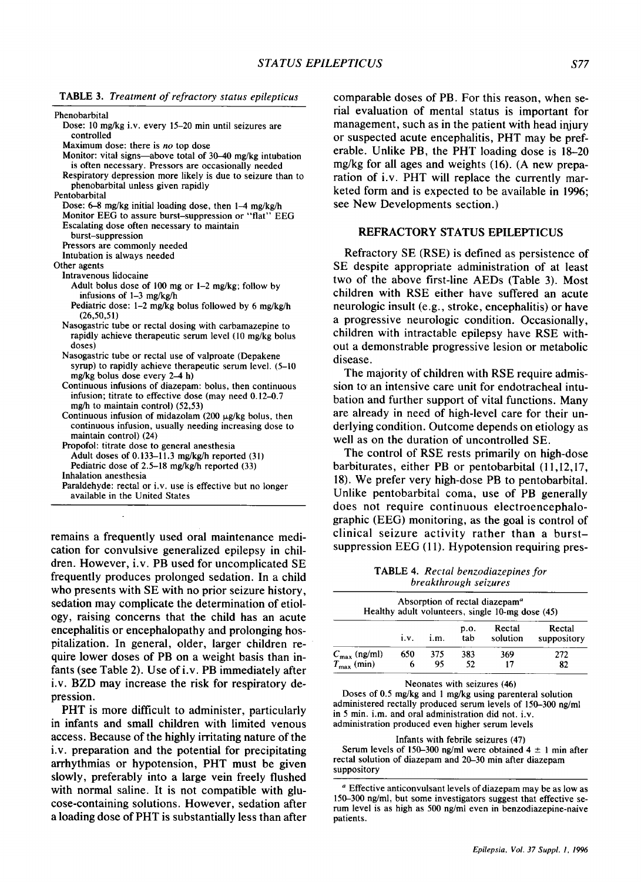**TABLE 3.** *Treatment of refractory status epilepticus*

Phenobarbital
- Dose: 10 mg/kg i.v. every 15–20 min until seizures are controlled
- Maximum dose: there is *no* top dose
- Monitor: vital signs—above total of 30–40 mg/kg intubation is often necessary. Pressors are occasionally needed
- Respiratory depression more likely is due to seizure than to phenobarbital unless given rapidly

Pentobarbital
- Dose: 6–8 mg/kg initial loading dose, then 1–4 mg/kg/h
- Monitor EEG to assure burst–suppression or "flat" EEG
- Escalating dose often necessary to maintain burst–suppression
- Pressors are commonly needed
- Intubation is always needed

Other agents
- Intravenous lidocaine
  - Adult bolus dose of 100 mg or 1–2 mg/kg; follow by infusions of 1–3 mg/kg/h
  - Pediatric dose: 1–2 mg/kg bolus followed by 6 mg/kg/h (26,50,51)
- Nasogastric tube or rectal dosing with carbamazepine to rapidly achieve therapeutic serum level (10 mg/kg bolus doses)
- Nasogastric tube or rectal use of valproate (Depakene syrup) to rapidly achieve therapeutic serum level. (5–10 mg/kg bolus dose every 2–4 h)
- Continuous infusions of diazepam: bolus, then continuous infusion; titrate to effective dose (may need 0.12–0.7 mg/h to maintain control) (52,53)
- Continuous infusion of midazolam (200 μg/kg bolus, then continuous infusion, usually needing increasing dose to maintain control) (24)
- Propofol: titrate dose to general anesthesia
  - Adult doses of 0.133–11.3 mg/kg/h reported (31)
  - Pediatric dose of 2.5–18 mg/kg/h reported (33)
- Inhalation anesthesia
- Paraldehyde: rectal or i.v. use is effective but no longer available in the United States

remains a frequently used oral maintenance medication for convulsive generalized epilepsy in children. However, i.v. PB used for uncomplicated SE frequently produces prolonged sedation. In a child who presents with SE with no prior seizure history, sedation may complicate the determination of etiology, raising concerns that the child has an acute encephalitis or encephalopathy and prolonging hospitalization. In general, older, larger children require lower doses of PB on a weight basis than infants (see Table 2). Use of i.v. PB immediately after i.v. BZD may increase the risk for respiratory depression.

PHT is more difficult to administer, particularly in infants and small children with limited venous access. Because of the highly irritating nature of the i.v. preparation and the potential for precipitating arrhythmias or hypotension, PHT must be given slowly, preferably into a large vein freely flushed with normal saline. It is not compatible with glucose-containing solutions. However, sedation after a loading dose of PHT is substantially less than after comparable doses of PB. For this reason, when serial evaluation of mental status is important for management, such as in the patient with head injury or suspected acute encephalitis, PHT may be preferable. Unlike PB, the PHT loading dose is 18–20 mg/kg for all ages and weights (16). (A new preparation of i.v. PHT will replace the currently marketed form and is expected to be available in 1996; see New Developments section.)

## REFRACTORY STATUS EPILEPTICUS

Refractory SE (RSE) is defined as persistence of SE despite appropriate administration of at least two of the above first-line AEDs (Table 3). Most children with RSE either have suffered an acute neurologic insult (e.g., stroke, encephalitis) or have a progressive neurologic condition. Occasionally, children with intractable epilepsy have RSE without a demonstrable progressive lesion or metabolic disease.

The majority of children with RSE require admission to an intensive care unit for endotracheal intubation and further support of vital functions. Many are already in need of high-level care for their underlying condition. Outcome depends on etiology as well as on the duration of uncontrolled SE.

The control of RSE rests primarily on high-dose barbiturates, either PB or pentobarbital (11,12,17, 18). We prefer very high-dose PB to pentobarbital. Unlike pentobarbital coma, use of PB generally does not require continuous electroencephalographic (EEG) monitoring, as the goal is control of clinical seizure activity rather than a burst–suppression EEG (11). Hypotension requiring pres-

**TABLE 4.** *Rectal benzodiazepines for breakthrough seizures*

Absorption of rectal diazepam[a]
Healthy adult volunteers, single 10-mg dose (45)

| | i.v. | i.m. | p.o. tab | Rectal solution | Rectal suppository |
|---|---|---|---|---|---|
| $C_{max}$ (ng/ml) | 650 | 375 | 383 | 369 | 272 |
| $T_{max}$ (min) | 6 | 95 | 52 | 17 | 82 |

Neonates with seizures (46)

Doses of 0.5 mg/kg and 1 mg/kg using parenteral solution administered rectally produced serum levels of 150–300 ng/ml in 5 min. i.m. and oral administration did not. i.v. administration produced even higher serum levels

Infants with febrile seizures (47)

Serum levels of 150–300 ng/ml were obtained 4 ± 1 min after rectal solution of diazepam and 20–30 min after diazepam suppository

[a] Effective anticonvulsant levels of diazepam may be as low as 150–300 ng/ml, but some investigators suggest that effective serum level is as high as 500 ng/ml even in benzodiazepine-naive patients.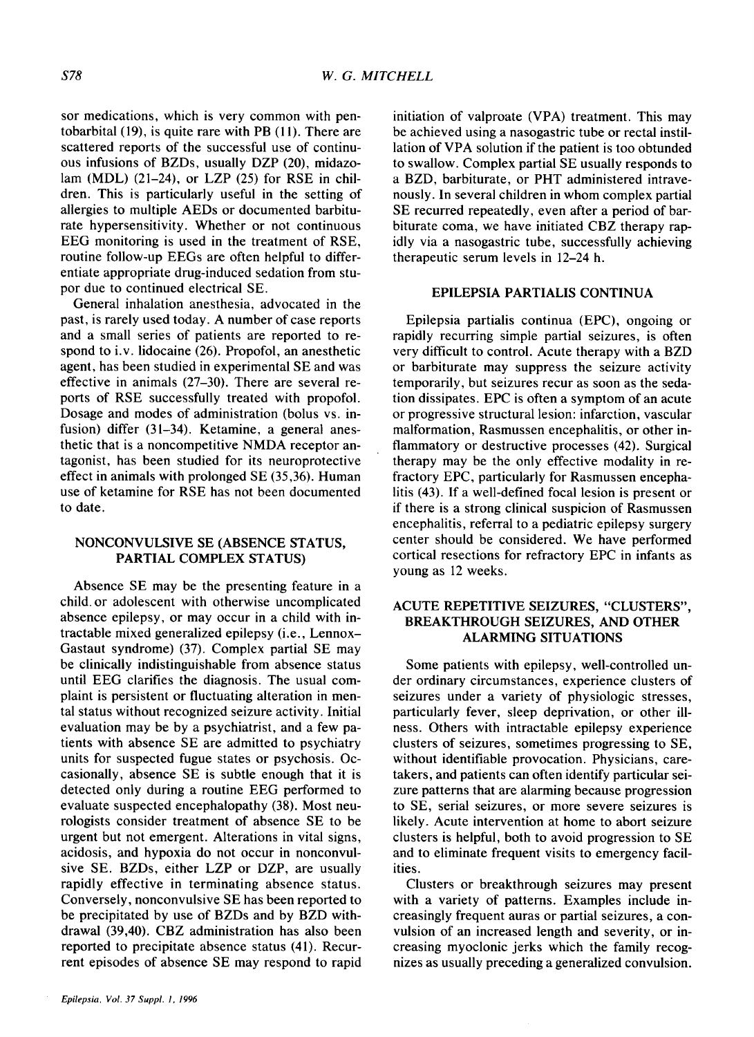sor medications, which is very common with pentobarbital (19), is quite rare with PB (11). There are scattered reports of the successful use of continuous infusions of BZDs, usually DZP (20), midazolam (MDL) (21–24), or LZP (25) for RSE in children. This is particularly useful in the setting of allergies to multiple AEDs or documented barbiturate hypersensitivity. Whether or not continuous EEG monitoring is used in the treatment of RSE, routine follow-up EEGs are often helpful to differentiate appropriate drug-induced sedation from stupor due to continued electrical SE.

General inhalation anesthesia, advocated in the past, is rarely used today. A number of case reports and a small series of patients are reported to respond to i.v. lidocaine (26). Propofol, an anesthetic agent, has been studied in experimental SE and was effective in animals (27–30). There are several reports of RSE successfully treated with propofol. Dosage and modes of administration (bolus vs. infusion) differ (31–34). Ketamine, a general anesthetic that is a noncompetitive NMDA receptor antagonist, has been studied for its neuroprotective effect in animals with prolonged SE (35,36). Human use of ketamine for RSE has not been documented to date.

## NONCONVULSIVE SE (ABSENCE STATUS, PARTIAL COMPLEX STATUS)

Absence SE may be the presenting feature in a child or adolescent with otherwise uncomplicated absence epilepsy, or may occur in a child with intractable mixed generalized epilepsy (i.e., Lennox–Gastaut syndrome) (37). Complex partial SE may be clinically indistinguishable from absence status until EEG clarifies the diagnosis. The usual complaint is persistent or fluctuating alteration in mental status without recognized seizure activity. Initial evaluation may be by a psychiatrist, and a few patients with absence SE are admitted to psychiatry units for suspected fugue states or psychosis. Occasionally, absence SE is subtle enough that it is detected only during a routine EEG performed to evaluate suspected encephalopathy (38). Most neurologists consider treatment of absence SE to be urgent but not emergent. Alterations in vital signs, acidosis, and hypoxia do not occur in nonconvulsive SE. BZDs, either LZP or DZP, are usually rapidly effective in terminating absence status. Conversely, nonconvulsive SE has been reported to be precipitated by use of BZDs and by BZD withdrawal (39,40). CBZ administration has also been reported to precipitate absence status (41). Recurrent episodes of absence SE may respond to rapid initiation of valproate (VPA) treatment. This may be achieved using a nasogastric tube or rectal instillation of VPA solution if the patient is too obtunded to swallow. Complex partial SE usually responds to a BZD, barbiturate, or PHT administered intravenously. In several children in whom complex partial SE recurred repeatedly, even after a period of barbiturate coma, we have initiated CBZ therapy rapidly via a nasogastric tube, successfully achieving therapeutic serum levels in 12–24 h.

## EPILEPSIA PARTIALIS CONTINUA

Epilepsia partialis continua (EPC), ongoing or rapidly recurring simple partial seizures, is often very difficult to control. Acute therapy with a BZD or barbiturate may suppress the seizure activity temporarily, but seizures recur as soon as the sedation dissipates. EPC is often a symptom of an acute or progressive structural lesion: infarction, vascular malformation, Rasmussen encephalitis, or other inflammatory or destructive processes (42). Surgical therapy may be the only effective modality in refractory EPC, particularly for Rasmussen encephalitis (43). If a well-defined focal lesion is present or if there is a strong clinical suspicion of Rasmussen encephalitis, referral to a pediatric epilepsy surgery center should be considered. We have performed cortical resections for refractory EPC in infants as young as 12 weeks.

## ACUTE REPETITIVE SEIZURES, "CLUSTERS", BREAKTHROUGH SEIZURES, AND OTHER ALARMING SITUATIONS

Some patients with epilepsy, well-controlled under ordinary circumstances, experience clusters of seizures under a variety of physiologic stresses, particularly fever, sleep deprivation, or other illness. Others with intractable epilepsy experience clusters of seizures, sometimes progressing to SE, without identifiable provocation. Physicians, caretakers, and patients can often identify particular seizure patterns that are alarming because progression to SE, serial seizures, or more severe seizures is likely. Acute intervention at home to abort seizure clusters is helpful, both to avoid progression to SE and to eliminate frequent visits to emergency facilities.

Clusters or breakthrough seizures may present with a variety of patterns. Examples include increasingly frequent auras or partial seizures, a convulsion of an increased length and severity, or increasing myoclonic jerks which the family recognizes as usually preceding a generalized convulsion.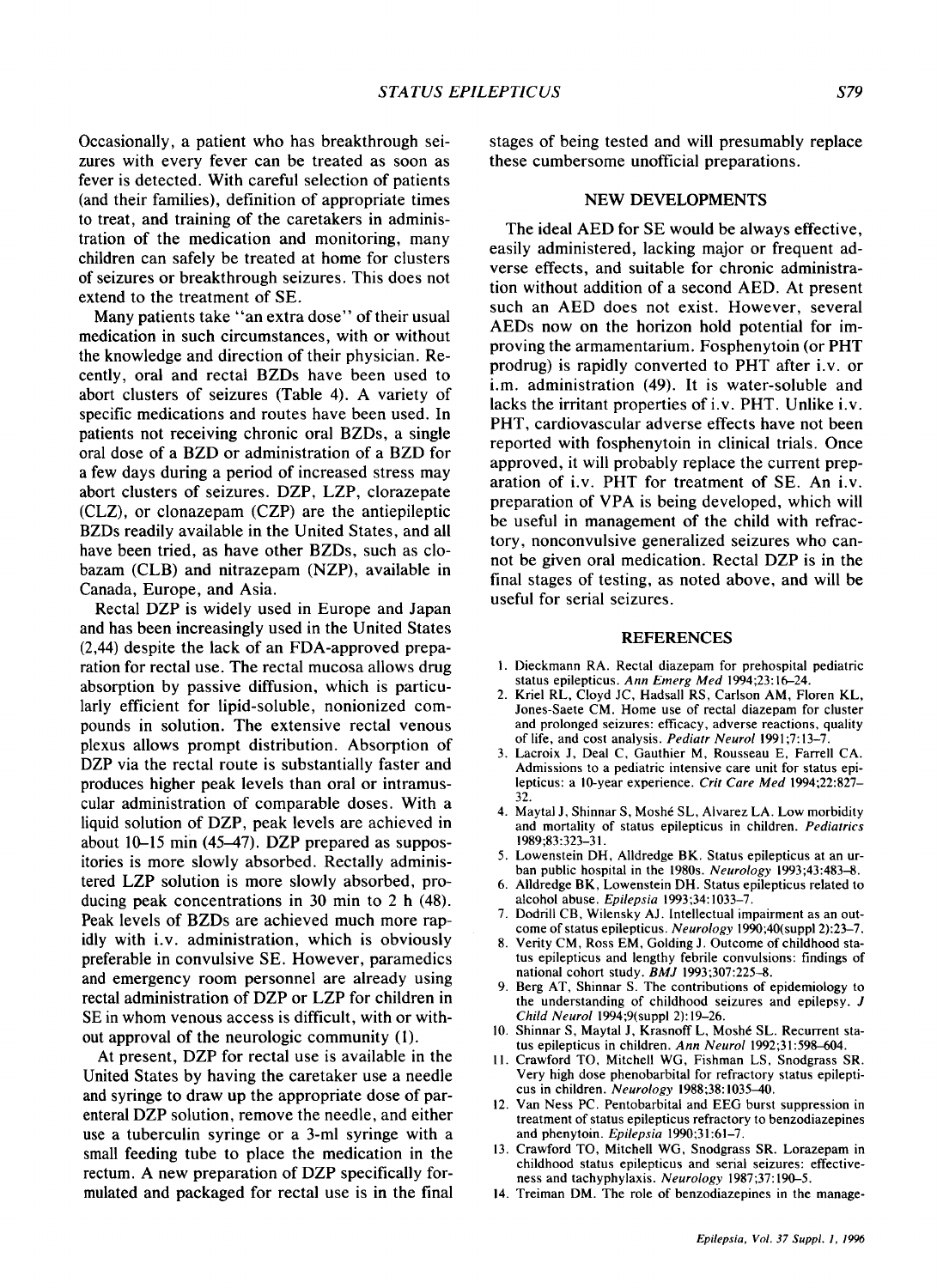Occasionally, a patient who has breakthrough seizures with every fever can be treated as soon as fever is detected. With careful selection of patients (and their families), definition of appropriate times to treat, and training of the caretakers in administration of the medication and monitoring, many children can safely be treated at home for clusters of seizures or breakthrough seizures. This does not extend to the treatment of SE.

Many patients take "an extra dose" of their usual medication in such circumstances, with or without the knowledge and direction of their physician. Recently, oral and rectal BZDs have been used to abort clusters of seizures (Table 4). A variety of specific medications and routes have been used. In patients not receiving chronic oral BZDs, a single oral dose of a BZD or administration of a BZD for a few days during a period of increased stress may abort clusters of seizures. DZP, LZP, clorazepate (CLZ), or clonazepam (CZP) are the antiepileptic BZDs readily available in the United States, and all have been tried, as have other BZDs, such as clobazam (CLB) and nitrazepam (NZP), available in Canada, Europe, and Asia.

Rectal DZP is widely used in Europe and Japan and has been increasingly used in the United States (2,44) despite the lack of an FDA-approved preparation for rectal use. The rectal mucosa allows drug absorption by passive diffusion, which is particularly efficient for lipid-soluble, nonionized compounds in solution. The extensive rectal venous plexus allows prompt distribution. Absorption of DZP via the rectal route is substantially faster and produces higher peak levels than oral or intramuscular administration of comparable doses. With a liquid solution of DZP, peak levels are achieved in about 10–15 min (45–47). DZP prepared as suppositories is more slowly absorbed. Rectally administered LZP solution is more slowly absorbed, producing peak concentrations in 30 min to 2 h (48). Peak levels of BZDs are achieved much more rapidly with i.v. administration, which is obviously preferable in convulsive SE. However, paramedics and emergency room personnel are already using rectal administration of DZP or LZP for children in SE in whom venous access is difficult, with or without approval of the neurologic community (1).

At present, DZP for rectal use is available in the United States by having the caretaker use a needle and syringe to draw up the appropriate dose of parenteral DZP solution, remove the needle, and either use a tuberculin syringe or a 3-ml syringe with a small feeding tube to place the medication in the rectum. A new preparation of DZP specifically formulated and packaged for rectal use is in the final stages of being tested and will presumably replace these cumbersome unofficial preparations.

## NEW DEVELOPMENTS

The ideal AED for SE would be always effective, easily administered, lacking major or frequent adverse effects, and suitable for chronic administration without addition of a second AED. At present such an AED does not exist. However, several AEDs now on the horizon hold potential for improving the armamentarium. Fosphenytoin (or PHT prodrug) is rapidly converted to PHT after i.v. or i.m. administration (49). It is water-soluble and lacks the irritant properties of i.v. PHT. Unlike i.v. PHT, cardiovascular adverse effects have not been reported with fosphenytoin in clinical trials. Once approved, it will probably replace the current preparation of i.v. PHT for treatment of SE. An i.v. preparation of VPA is being developed, which will be useful in management of the child with refractory, nonconvulsive generalized seizures who cannot be given oral medication. Rectal DZP is in the final stages of testing, as noted above, and will be useful for serial seizures.

## REFERENCES

1. Dieckmann RA. Rectal diazepam for prehospital pediatric status epilepticus. *Ann Emerg Med* 1994;23:16–24.
2. Kriel RL, Cloyd JC, Hadsall RS, Carlson AM, Floren KL, Jones-Saete CM. Home use of rectal diazepam for cluster and prolonged seizures: efficacy, adverse reactions, quality of life, and cost analysis. *Pediatr Neurol* 1991;7:13–7.
3. Lacroix J, Deal C, Gauthier M, Rousseau E, Farrell CA. Admissions to a pediatric intensive care unit for status epilepticus: a 10-year experience. *Crit Care Med* 1994;22:827–32.
4. Maytal J, Shinnar S, Moshé SL, Alvarez LA. Low morbidity and mortality of status epilepticus in children. *Pediatrics* 1989;83:323–31.
5. Lowenstein DH, Alldredge BK. Status epilepticus at an urban public hospital in the 1980s. *Neurology* 1993;43:483–8.
6. Alldredge BK, Lowenstein DH. Status epilepticus related to alcohol abuse. *Epilepsia* 1993;34:1033–7.
7. Dodrill CB, Wilensky AJ. Intellectual impairment as an outcome of status epilepticus. *Neurology* 1990;40(suppl 2):23–7.
8. Verity CM, Ross EM, Golding J. Outcome of childhood status epilepticus and lengthy febrile convulsions: findings of national cohort study. *BMJ* 1993;307:225–8.
9. Berg AT, Shinnar S. The contributions of epidemiology to the understanding of childhood seizures and epilepsy. *J Child Neurol* 1994;9(suppl 2):19–26.
10. Shinnar S, Maytal J, Krasnoff L, Moshé SL. Recurrent status epilepticus in children. *Ann Neurol* 1992;31:598–604.
11. Crawford TO, Mitchell WG, Fishman LS, Snodgrass SR. Very high dose phenobarbital for refractory status epilepticus in children. *Neurology* 1988;38:1035–40.
12. Van Ness PC. Pentobarbital and EEG burst suppression in treatment of status epilepticus refractory to benzodiazepines and phenytoin. *Epilepsia* 1990;31:61–7.
13. Crawford TO, Mitchell WG, Snodgrass SR. Lorazepam in childhood status epilepticus and serial seizures: effectiveness and tachyphylaxis. *Neurology* 1987;37:190–5.
14. Treiman DM. The role of benzodiazepines in the manage-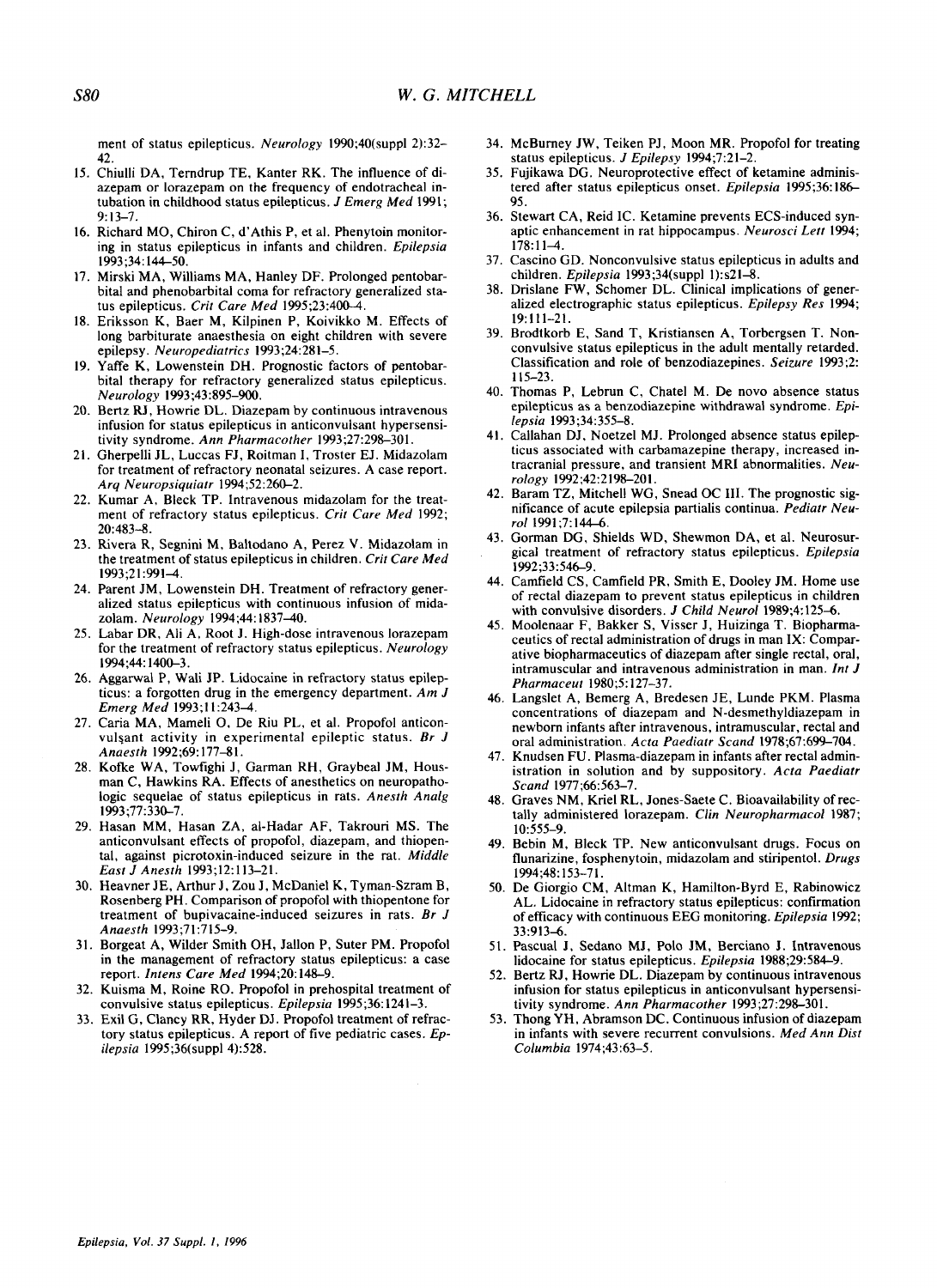ment of status epilepticus. *Neurology* 1990;40(suppl 2):32–42.

15. Chiulli DA, Terndrup TE, Kanter RK. The influence of diazepam or lorazepam on the frequency of endotracheal intubation in childhood status epilepticus. *J Emerg Med* 1991; 9:13–7.
16. Richard MO, Chiron C, d'Athis P, et al. Phenytoin monitoring in status epilepticus in infants and children. *Epilepsia* 1993;34:144–50.
17. Mirski MA, Williams MA, Hanley DF. Prolonged pentobarbital and phenobarbital coma for refractory generalized status epilepticus. *Crit Care Med* 1995;23:400–4.
18. Eriksson K, Baer M, Kilpinen P, Koivikko M. Effects of long barbiturate anaesthesia on eight children with severe epilepsy. *Neuropediatrics* 1993;24:281–5.
19. Yaffe K, Lowenstein DH. Prognostic factors of pentobarbital therapy for refractory generalized status epilepticus. *Neurology* 1993;43:895–900.
20. Bertz RJ, Howrie DL. Diazepam by continuous intravenous infusion for status epilepticus in anticonvulsant hypersensitivity syndrome. *Ann Pharmacother* 1993;27:298–301.
21. Gherpelli JL, Luccas FJ, Roitman I, Troster EJ. Midazolam for treatment of refractory neonatal seizures. A case report. *Arq Neuropsiquiatr* 1994;52:260–2.
22. Kumar A, Bleck TP. Intravenous midazolam for the treatment of refractory status epilepticus. *Crit Care Med* 1992; 20:483–8.
23. Rivera R, Segnini M, Baltodano A, Perez V. Midazolam in the treatment of status epilepticus in children. *Crit Care Med* 1993;21:991–4.
24. Parent JM, Lowenstein DH. Treatment of refractory generalized status epilepticus with continuous infusion of midazolam. *Neurology* 1994;44:1837–40.
25. Labar DR, Ali A, Root J. High-dose intravenous lorazepam for the treatment of refractory status epilepticus. *Neurology* 1994;44:1400–3.
26. Aggarwal P, Wali JP. Lidocaine in refractory status epilepticus: a forgotten drug in the emergency department. *Am J Emerg Med* 1993;11:243–4.
27. Caria MA, Mameli O, De Riu PL, et al. Propofol anticonvulsant activity in experimental epileptic status. *Br J Anaesth* 1992;69:177–81.
28. Kofke WA, Towfighi J, Garman RH, Graybeal JM, Housman C, Hawkins RA. Effects of anesthetics on neuropathologic sequelae of status epilepticus in rats. *Anesth Analg* 1993;77:330–7.
29. Hasan MM, Hasan ZA, al-Hadar AF, Takrouri MS. The anticonvulsant effects of propofol, diazepam, and thiopental, against picrotoxin-induced seizure in the rat. *Middle East J Anesth* 1993;12:113–21.
30. Heavner JE, Arthur J, Zou J, McDaniel K, Tyman-Szram B, Rosenberg PH. Comparison of propofol with thiopentone for treatment of bupivacaine-induced seizures in rats. *Br J Anaesth* 1993;71:715–9.
31. Borgeat A, Wilder Smith OH, Jallon P, Suter PM. Propofol in the management of refractory status epilepticus: a case report. *Intens Care Med* 1994;20:148–9.
32. Kuisma M, Roine RO. Propofol in prehospital treatment of convulsive status epilepticus. *Epilepsia* 1995;36:1241–3.
33. Exil G, Clancy RR, Hyder DJ. Propofol treatment of refractory status epilepticus. A report of five pediatric cases. *Epilepsia* 1995;36(suppl 4):528.
34. McBurney JW, Teiken PJ, Moon MR. Propofol for treating status epilepticus. *J Epilepsy* 1994;7:21–2.
35. Fujikawa DG. Neuroprotective effect of ketamine administered after status epilepticus onset. *Epilepsia* 1995;36:186–95.
36. Stewart CA, Reid IC. Ketamine prevents ECS-induced synaptic enhancement in rat hippocampus. *Neurosci Lett* 1994; 178:11–4.
37. Cascino GD. Nonconvulsive status epilepticus in adults and children. *Epilepsia* 1993;34(suppl 1):s21–8.
38. Drislane FW, Schomer DL. Clinical implications of generalized electrographic status epilepticus. *Epilepsy Res* 1994; 19:111–21.
39. Brodtkorb E, Sand T, Kristiansen A, Torbergsen T. Nonconvulsive status epilepticus in the adult mentally retarded. Classification and role of benzodiazepines. *Seizure* 1993;2: 115–23.
40. Thomas P, Lebrun C, Chatel M. De novo absence status epilepticus as a benzodiazepine withdrawal syndrome. *Epilepsia* 1993;34:355–8.
41. Callahan DJ, Noetzel MJ. Prolonged absence status epilepticus associated with carbamazepine therapy, increased intracranial pressure, and transient MRI abnormalities. *Neurology* 1992;42:2198–201.
42. Baram TZ, Mitchell WG, Snead OC III. The prognostic significance of acute epilepsia partialis continua. *Pediatr Neurol* 1991;7:144–6.
43. Gorman DG, Shields WD, Shewmon DA, et al. Neurosurgical treatment of refractory status epilepticus. *Epilepsia* 1992;33:546–9.
44. Camfield CS, Camfield PR, Smith E, Dooley JM. Home use of rectal diazepam to prevent status epilepticus in children with convulsive disorders. *J Child Neurol* 1989;4:125–6.
45. Moolenaar F, Bakker S, Visser J, Huizinga T. Biopharmaceutics of rectal administration of drugs in man IX: Comparative biopharmaceutics of diazepam after single rectal, oral, intramuscular and intravenous administration in man. *Int J Pharmaceut* 1980;5:127–37.
46. Langslet A, Bemerg A, Bredesen JE, Lunde PKM. Plasma concentrations of diazepam and N-desmethyldiazepam in newborn infants after intravenous, intramuscular, rectal and oral administration. *Acta Paediatr Scand* 1978;67:699–704.
47. Knudsen FU. Plasma-diazepam in infants after rectal administration in solution and by suppository. *Acta Paediatr Scand* 1977;66:563–7.
48. Graves NM, Kriel RL, Jones-Saete C. Bioavailability of rectally administered lorazepam. *Clin Neuropharmacol* 1987; 10:555–9.
49. Bebin M, Bleck TP. New anticonvulsant drugs. Focus on flunarizine, fosphenytoin, midazolam and stiripentol. *Drugs* 1994;48:153–71.
50. De Giorgio CM, Altman K, Hamilton-Byrd E, Rabinowicz AL. Lidocaine in refractory status epilepticus: confirmation of efficacy with continuous EEG monitoring. *Epilepsia* 1992; 33:913–6.
51. Pascual J, Sedano MJ, Polo JM, Berciano J. Intravenous lidocaine for status epilepticus. *Epilepsia* 1988;29:584–9.
52. Bertz RJ, Howrie DL. Diazepam by continuous intravenous infusion for status epilepticus in anticonvulsant hypersensitivity syndrome. *Ann Pharmacother* 1993;27:298–301.
53. Thong YH, Abramson DC. Continuous infusion of diazepam in infants with severe recurrent convulsions. *Med Ann Dist Columbia* 1974;43:63–5.